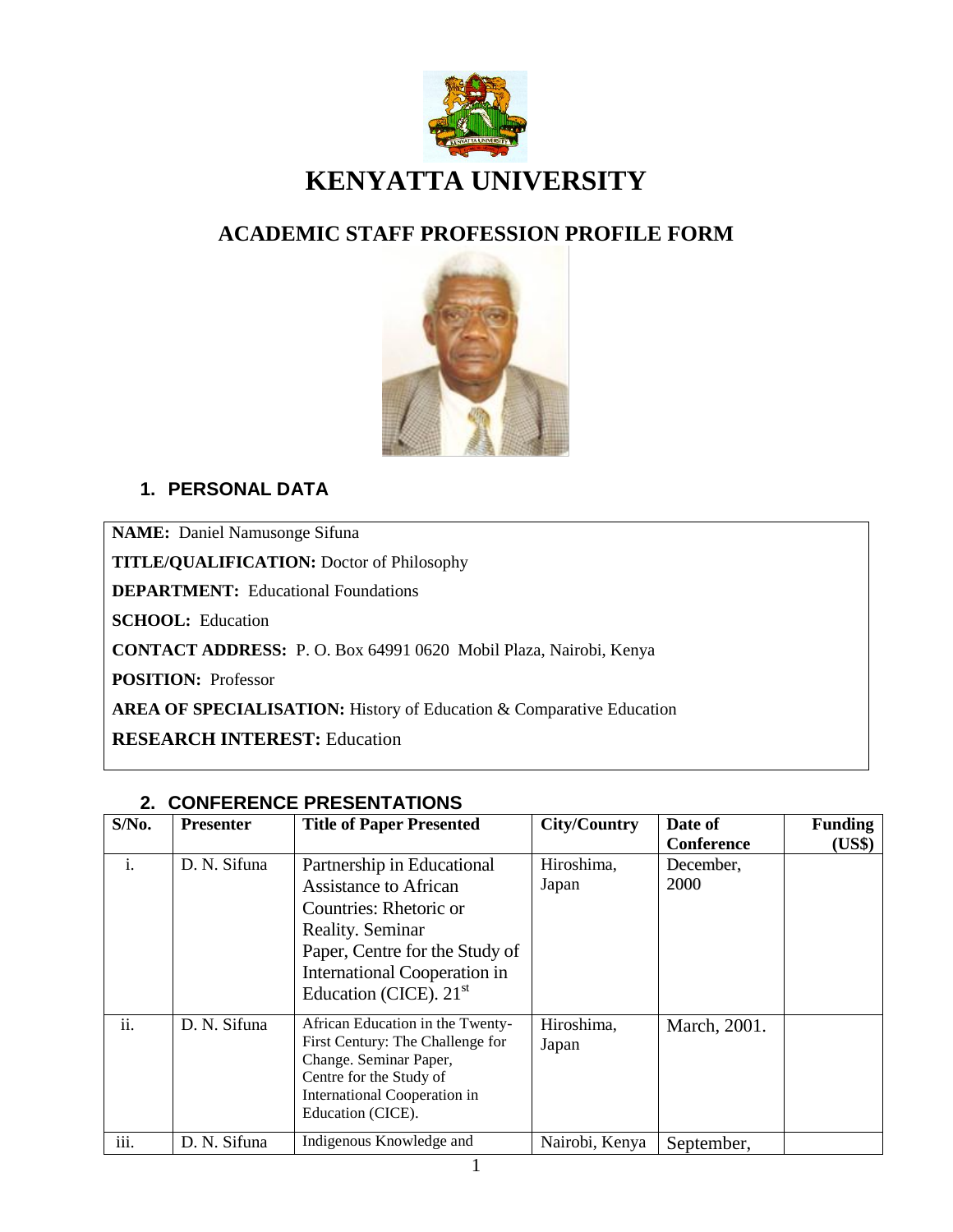# KENYATTA UNIVERSITY

## ACADEMIC STAFF PROFESSION PROFILE FORM

### 1. PERSONAL DATA

**NAME:** Daniel Namusonge Sifuna

**TITLE/QUALIFICATION:** Doctor of Philosophy

**DEPARTMENT:** Educational Foundations

**SCHOOL:** Education

**CONTACT ADDRESS:** P. O. Box 64991 0620 Mobil Plaza, Nairobi, Kenya

**POSITION:** Professor

**AREA OF SPECIALISATION:** History of Education & Comparative Education

**RESEARCH INTEREST:** Education

### 2. CONFERENCE PRESENTATIONS

| S/No. | Presenter | Title of Paper Presented | City/Country | Date of Conference | Funding (US$) |
|---|---|---|---|---|---|
| i. | D. N. Sifuna | Partnership in Educational Assistance to African Countries: Rhetoric or Reality. Seminar Paper, Centre for the Study of International Cooperation in Education (CICE). 21st | Hiroshima, Japan | December, 2000 | |
| ii. | D. N. Sifuna | African Education in the Twenty-First Century: The Challenge for Change. Seminar Paper, Centre for the Study of International Cooperation in Education (CICE). | Hiroshima, Japan | March, 2001. | |
| iii. | D. N. Sifuna | Indigenous Knowledge and | Nairobi, Kenya | September, | |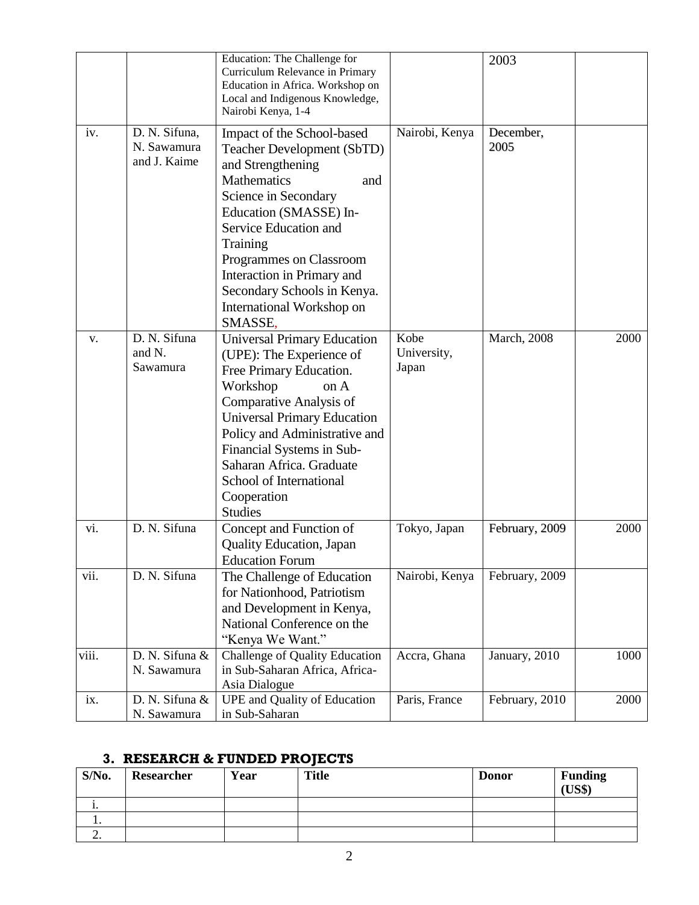|  |  | Education: The Challenge for Curriculum Relevance in Primary Education in Africa. Workshop on Local and Indigenous Knowledge, Nairobi Kenya, 1-4 |  | 2003 |  |
|---|---|---|---|---|---|
| iv. | D. N. Sifuna, N. Sawamura and J. Kaime | Impact of the School-based Teacher Development (SbTD) and Strengthening Mathematics and Science in Secondary Education (SMASSE) In-Service Education and Training Programmes on Classroom Interaction in Primary and Secondary Schools in Kenya. International Workshop on SMASSE, | Nairobi, Kenya | December, 2005 |  |
| v. | D. N. Sifuna and N. Sawamura | Universal Primary Education (UPE): The Experience of Free Primary Education. Workshop on A Comparative Analysis of Universal Primary Education Policy and Administrative and Financial Systems in Sub-Saharan Africa. Graduate School of International Cooperation Studies | Kobe University, Japan | March, 2008 | 2000 |
| vi. | D. N. Sifuna | Concept and Function of Quality Education, Japan Education Forum | Tokyo, Japan | February, 2009 | 2000 |
| vii. | D. N. Sifuna | The Challenge of Education for Nationhood, Patriotism and Development in Kenya, National Conference on the "Kenya We Want." | Nairobi, Kenya | February, 2009 |  |
| viii. | D. N. Sifuna & N. Sawamura | Challenge of Quality Education in Sub-Saharan Africa, Africa-Asia Dialogue | Accra, Ghana | January, 2010 | 1000 |
| ix. | D. N. Sifuna & N. Sawamura | UPE and Quality of Education in Sub-Saharan | Paris, France | February, 2010 | 2000 |

## 3. RESEARCH & FUNDED PROJECTS

| S/No. | Researcher | Year | Title | Donor | Funding (US$) |
|---|---|---|---|---|---|
| i. |  |  |  |  |  |
| 1. |  |  |  |  |  |
| 2. |  |  |  |  |  |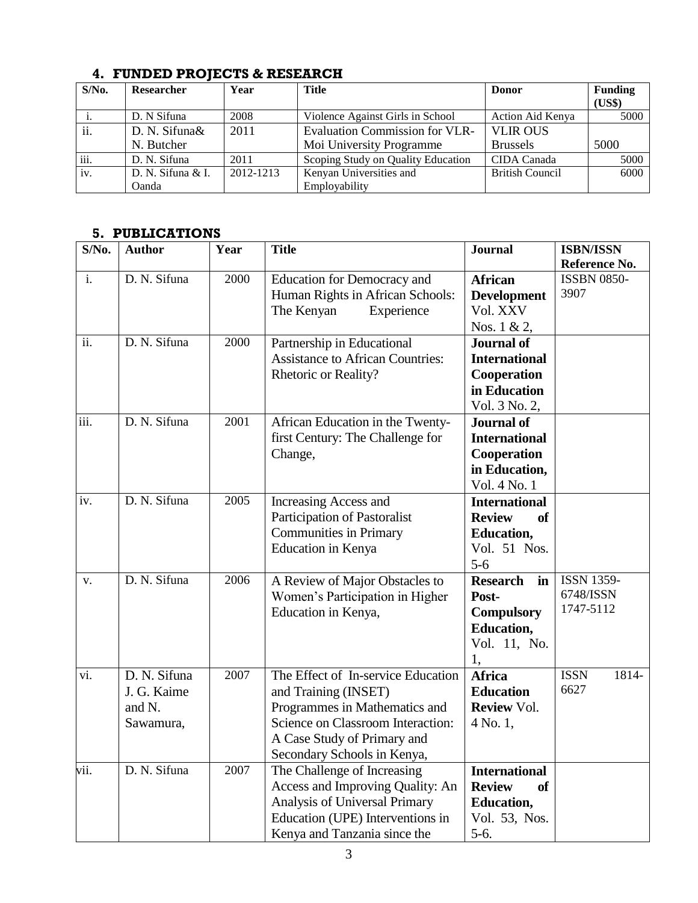## 4. FUNDED PROJECTS & RESEARCH

| S/No. | Researcher | Year | Title | Donor | Funding (US$) |
|---|---|---|---|---|---|
| i. | D. N Sifuna | 2008 | Violence Against Girls in School | Action Aid Kenya | 5000 |
| ii. | D. N. Sifuna& N. Butcher | 2011 | Evaluation Commission for VLR-Moi University Programme | VLIR OUS Brussels | 5000 |
| iii. | D. N. Sifuna | 2011 | Scoping Study on Quality Education | CIDA Canada | 5000 |
| iv. | D. N. Sifuna & I. Oanda | 2012-1213 | Kenyan Universities and Employability | British Council | 6000 |

## 5. PUBLICATIONS

| S/No. | Author | Year | Title | Journal | ISBN/ISSN Reference No. |
|---|---|---|---|---|---|
| i. | D. N. Sifuna | 2000 | Education for Democracy and Human Rights in African Schools: The Kenyan Experience | **African Development** Vol. XXV Nos. 1 & 2, | ISSBN 0850-3907 |
| ii. | D. N. Sifuna | 2000 | Partnership in Educational Assistance to African Countries: Rhetoric or Reality? | **Journal of International Cooperation in Education** Vol. 3 No. 2, | |
| iii. | D. N. Sifuna | 2001 | African Education in the Twenty-first Century: The Challenge for Change, | **Journal of International Cooperation in Education,** Vol. 4 No. 1 | |
| iv. | D. N. Sifuna | 2005 | Increasing Access and Participation of Pastoralist Communities in Primary Education in Kenya | **International Review of Education,** Vol. 51 Nos. 5-6 | |
| v. | D. N. Sifuna | 2006 | A Review of Major Obstacles to Women's Participation in Higher Education in Kenya, | **Research in Post-Compulsory Education,** Vol. 11, No. 1, | ISSN 1359-6748/ISSN 1747-5112 |
| vi. | D. N. Sifuna J. G. Kaime and N. Sawamura, | 2007 | The Effect of In-service Education and Training (INSET) Programmes in Mathematics and Science on Classroom Interaction: A Case Study of Primary and Secondary Schools in Kenya, | **Africa Education Review** Vol. 4 No. 1, | ISSN 1814-6627 |
| vii. | D. N. Sifuna | 2007 | The Challenge of Increasing Access and Improving Quality: An Analysis of Universal Primary Education (UPE) Interventions in Kenya and Tanzania since the | **International Review of Education,** Vol. 53, Nos. 5-6. | |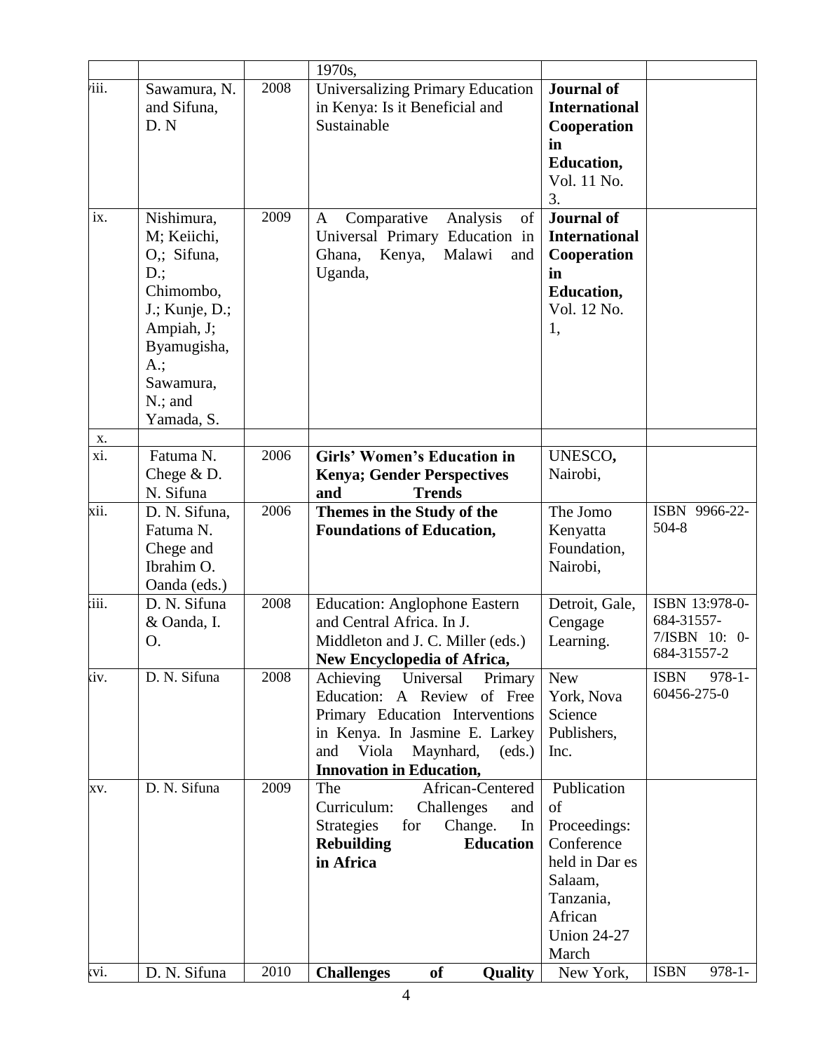| | | | 1970s, | | |
|---|---|---|---|---|---|
| viii. | Sawamura, N. and Sifuna, D. N | 2008 | Universalizing Primary Education in Kenya: Is it Beneficial and Sustainable | **Journal of International Cooperation in Education,** Vol. 11 No. 3. | |
| ix. | Nishimura, M; Keiichi, O,; Sifuna, D.; Chimombo, J.; Kunje, D.; Ampiah, J; Byamugisha, A.; Sawamura, N.; and Yamada, S. | 2009 | A Comparative Analysis of Universal Primary Education in Ghana, Kenya, Malawi and Uganda, | **Journal of International Cooperation in Education,** Vol. 12 No. 1, | |
| x. | | | | | |
| xi. | Fatuma N. Chege & D. N. Sifuna | 2006 | **Girls' Women's Education in Kenya; Gender Perspectives and Trends** | UNESCO, Nairobi, | |
| xii. | D. N. Sifuna, Fatuma N. Chege and Ibrahim O. Oanda (eds.) | 2006 | **Themes in the Study of the Foundations of Education,** | The Jomo Kenyatta Foundation, Nairobi, | ISBN 9966-22-504-8 |
| xiii. | D. N. Sifuna & Oanda, I. O. | 2008 | Education: Anglophone Eastern and Central Africa. In J. Middleton and J. C. Miller (eds.) **New Encyclopedia of Africa,** | Detroit, Gale, Cengage Learning. | ISBN 13:978-0-684-31557-7/ISBN 10: 0-684-31557-2 |
| xiv. | D. N. Sifuna | 2008 | Achieving Universal Primary Education: A Review of Free Primary Education Interventions in Kenya. In Jasmine E. Larkey and Viola Maynhard, (eds.) **Innovation in Education,** | New York, Nova Science Publishers, Inc. | ISBN 978-1-60456-275-0 |
| xv. | D. N. Sifuna | 2009 | The African-Centered Curriculum: Challenges and Strategies for Change. In **Rebuilding Education in Africa** | Publication of Proceedings: Conference held in Dar es Salaam, Tanzania, African Union 24-27 March | |
| xvi. | D. N. Sifuna | 2010 | **Challenges of Quality** | New York, | ISBN 978-1- |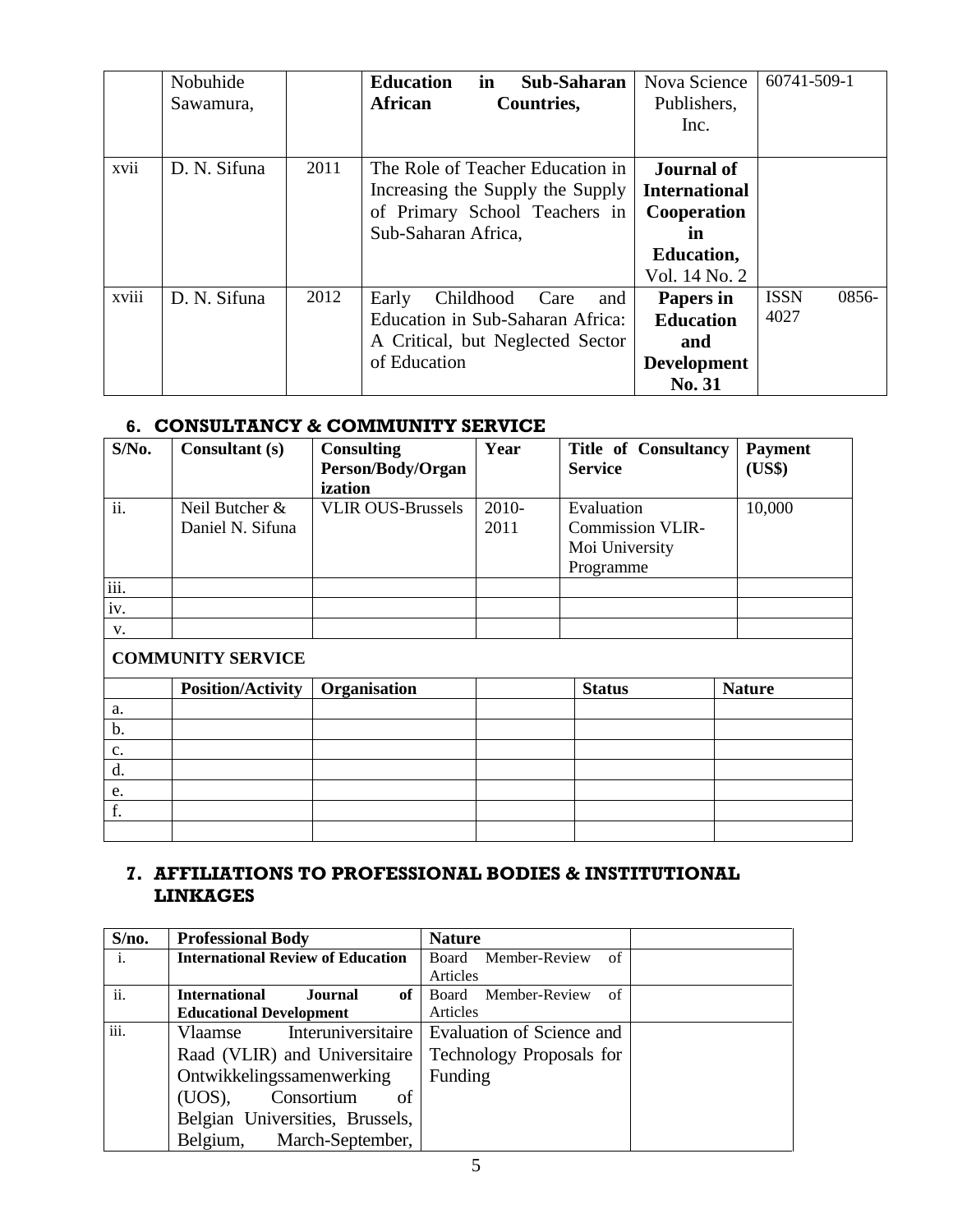| | Nobuhide Sawamura, | | **Education in Sub-Saharan African Countries,** | Nova Science Publishers, Inc. | 60741-509-1 |
|---|---|---|---|---|---|
| xvii | D. N. Sifuna | 2011 | The Role of Teacher Education in Increasing the Supply the Supply of Primary School Teachers in Sub-Saharan Africa, | **Journal of International Cooperation in Education,** Vol. 14 No. 2 | |
| xviii | D. N. Sifuna | 2012 | Early Childhood Care and Education in Sub-Saharan Africa: A Critical, but Neglected Sector of Education | **Papers in Education and Development No. 31** | ISSN 0856-4027 |

## 6. CONSULTANCY & COMMUNITY SERVICE

| S/No. | Consultant (s) | Consulting Person/Body/Organization | Year | Title of Consultancy Service | Payment (US$) |
|---|---|---|---|---|---|
| ii. | Neil Butcher & Daniel N. Sifuna | VLIR OUS-Brussels | 2010-2011 | Evaluation Commission VLIR-Moi University Programme | 10,000 |
| iii. | | | | | |
| iv. | | | | | |
| v. | | | | | |

**COMMUNITY SERVICE**

| | Position/Activity | Organisation | | Status | Nature |
|---|---|---|---|---|---|
| a. | | | | | |
| b. | | | | | |
| c. | | | | | |
| d. | | | | | |
| e. | | | | | |
| f. | | | | | |
| | | | | | |

## 7. AFFILIATIONS TO PROFESSIONAL BODIES & INSTITUTIONAL LINKAGES

| S/no. | Professional Body | Nature | |
|---|---|---|---|
| i. | **International Review of Education** | Board Member-Review of Articles | |
| ii. | **International Journal of Educational Development** | Board Member-Review of Articles | |
| iii. | Vlaamse Interuniversitaire Raad (VLIR) and Universitaire Ontwikkelingssamenwerking (UOS), Consortium of Belgian Universities, Brussels, Belgium, March-September, | Evaluation of Science and Technology Proposals for Funding | |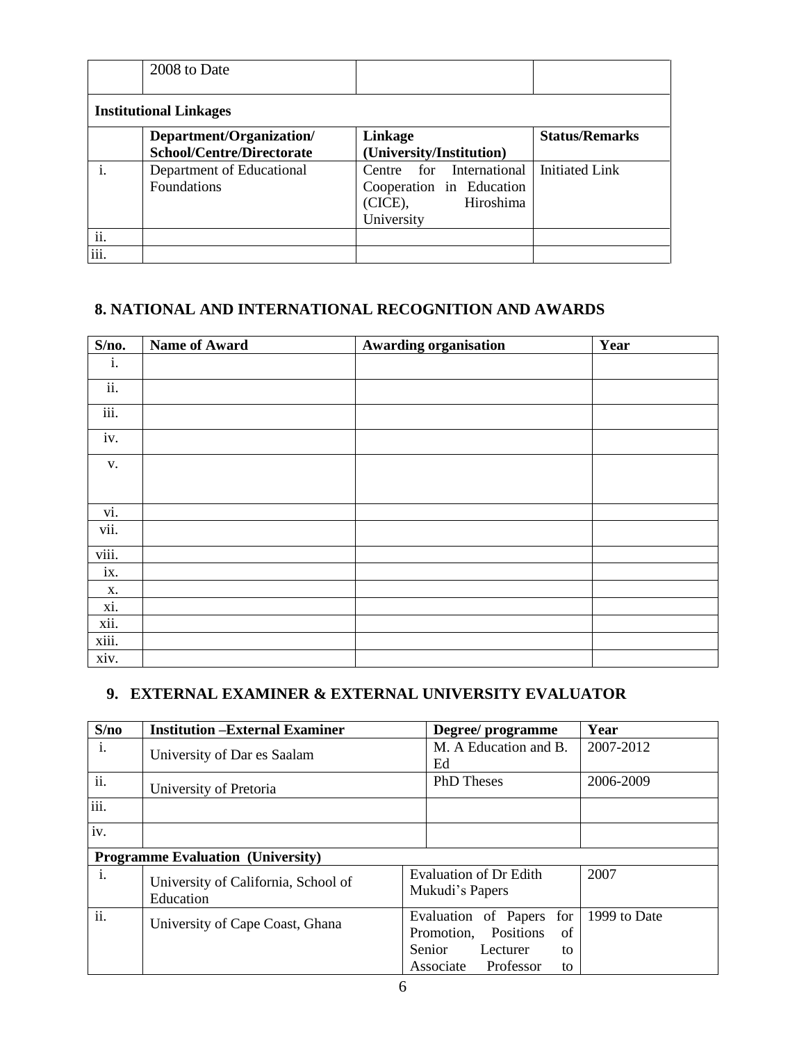| | 2008 to Date | | |
|---|---|---|---|
| **Institutional Linkages** | | | |
| | **Department/Organization/ School/Centre/Directorate** | **Linkage (University/Institution)** | **Status/Remarks** |
| i. | Department of Educational Foundations | Centre for International Cooperation in Education (CICE), Hiroshima University | Initiated Link |
| ii. | | | |
| iii. | | | |

## 8. NATIONAL AND INTERNATIONAL RECOGNITION AND AWARDS

| S/no. | Name of Award | Awarding organisation | Year |
|---|---|---|---|
| i. | | | |
| ii. | | | |
| iii. | | | |
| iv. | | | |
| v. | | | |
| vi. | | | |
| vii. | | | |
| viii. | | | |
| ix. | | | |
| x. | | | |
| xi. | | | |
| xii. | | | |
| xiii. | | | |
| xiv. | | | |

## 9. EXTERNAL EXAMINER & EXTERNAL UNIVERSITY EVALUATOR

| S/no | Institution –External Examiner | Degree/ programme | Year |
|---|---|---|---|
| i. | University of Dar es Saalam | M. A Education and B. Ed | 2007-2012 |
| ii. | University of Pretoria | PhD Theses | 2006-2009 |
| iii. | | | |
| iv. | | | |
| **Programme Evaluation (University)** | | | |
| i. | University of California, School of Education | Evaluation of Dr Edith Mukudi's Papers | 2007 |
| ii. | University of Cape Coast, Ghana | Evaluation of Papers for Promotion, Positions of Senior Lecturer to Associate Professor to | 1999 to Date |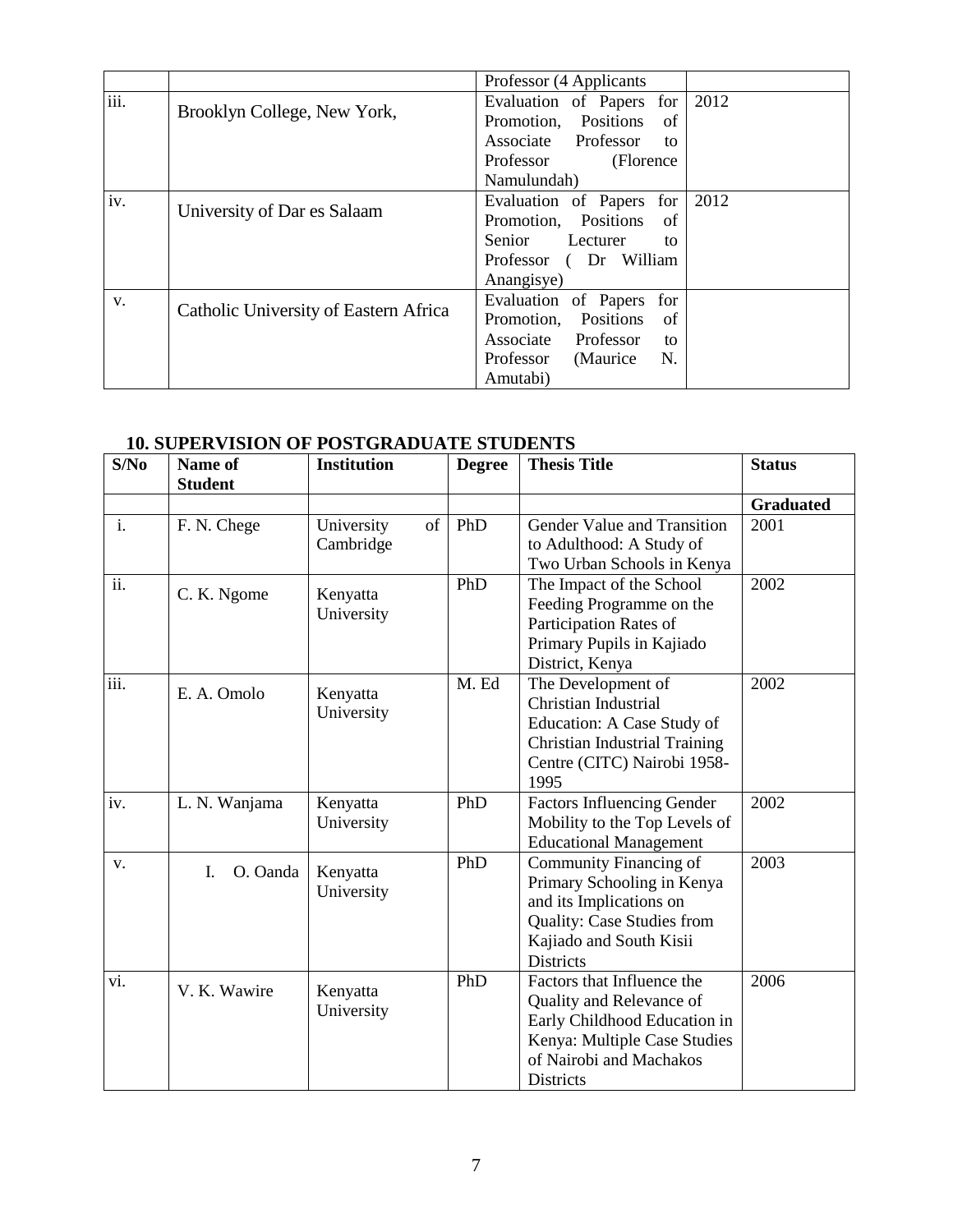| | | | |
|---|---|---|---|
| | | Professor (4 Applicants | |
| iii. | Brooklyn College, New York, | Evaluation of Papers for Promotion, Positions of Associate Professor to Professor (Florence Namulundah) | 2012 |
| iv. | University of Dar es Salaam | Evaluation of Papers for Promotion, Positions of Senior Lecturer to Professor ( Dr William Anangisye) | 2012 |
| v. | Catholic University of Eastern Africa | Evaluation of Papers for Promotion, Positions of Associate Professor to Professor (Maurice N. Amutabi) | |

## 10. SUPERVISION OF POSTGRADUATE STUDENTS

| S/No | Name of Student | Institution | Degree | Thesis Title | Status |
|---|---|---|---|---|---|
| | | | | | **Graduated** |
| i. | F. N. Chege | University of Cambridge | PhD | Gender Value and Transition to Adulthood: A Study of Two Urban Schools in Kenya | 2001 |
| ii. | C. K. Ngome | Kenyatta University | PhD | The Impact of the School Feeding Programme on the Participation Rates of Primary Pupils in Kajiado District, Kenya | 2002 |
| iii. | E. A. Omolo | Kenyatta University | M. Ed | The Development of Christian Industrial Education: A Case Study of Christian Industrial Training Centre (CITC) Nairobi 1958-1995 | 2002 |
| iv. | L. N. Wanjama | Kenyatta University | PhD | Factors Influencing Gender Mobility to the Top Levels of Educational Management | 2002 |
| v. | I. O. Oanda | Kenyatta University | PhD | Community Financing of Primary Schooling in Kenya and its Implications on Quality: Case Studies from Kajiado and South Kisii Districts | 2003 |
| vi. | V. K. Wawire | Kenyatta University | PhD | Factors that Influence the Quality and Relevance of Early Childhood Education in Kenya: Multiple Case Studies of Nairobi and Machakos Districts | 2006 |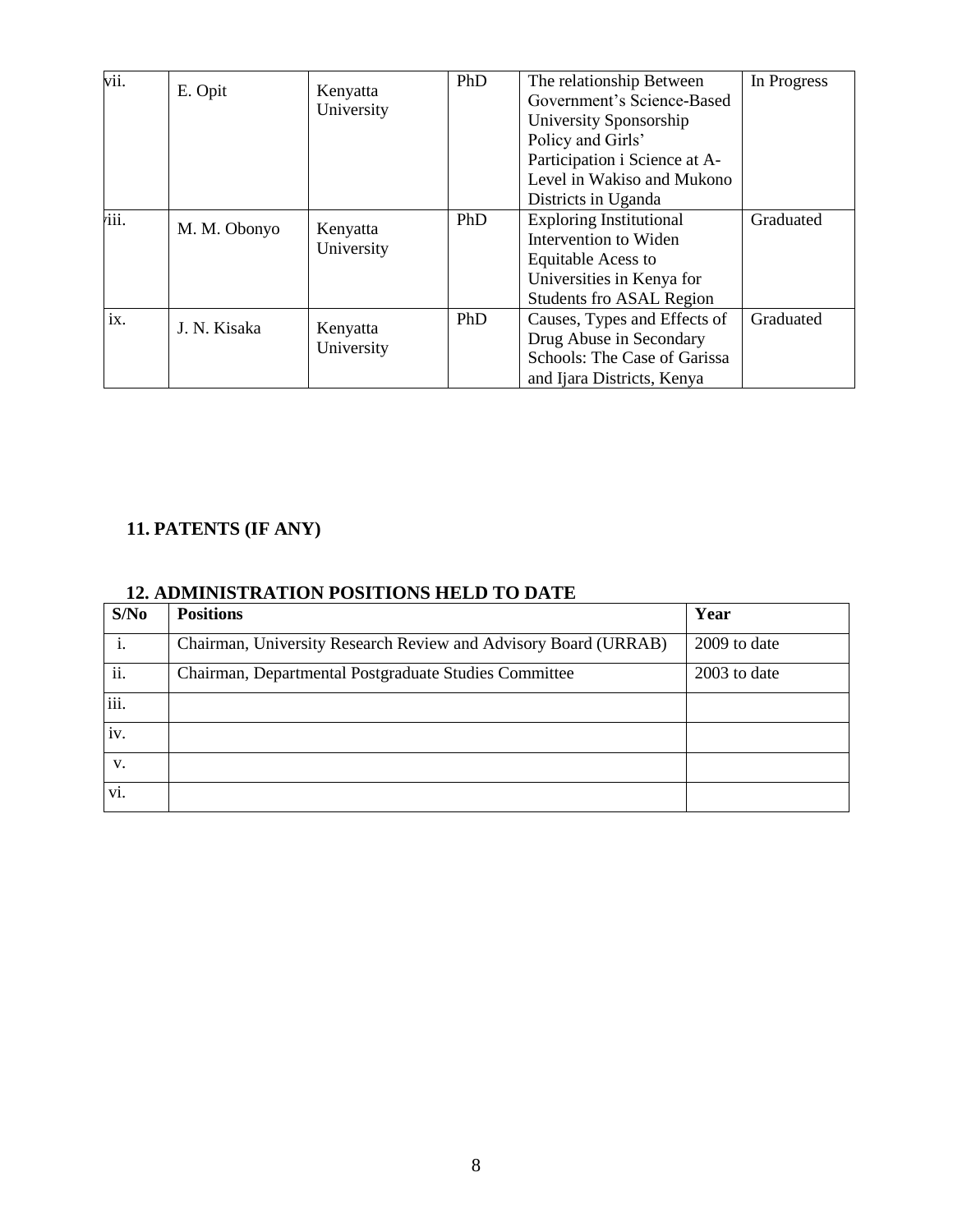| | | | | | |
|---|---|---|---|---|---|
| vii. | E. Opit | Kenyatta University | PhD | The relationship Between Government's Science-Based University Sponsorship Policy and Girls' Participation i Science at A-Level in Wakiso and Mukono Districts in Uganda | In Progress |
| viii. | M. M. Obonyo | Kenyatta University | PhD | Exploring Institutional Intervention to Widen Equitable Acess to Universities in Kenya for Students fro ASAL Region | Graduated |
| ix. | J. N. Kisaka | Kenyatta University | PhD | Causes, Types and Effects of Drug Abuse in Secondary Schools: The Case of Garissa and Ijara Districts, Kenya | Graduated |

## 11. PATENTS (IF ANY)

## 12. ADMINISTRATION POSITIONS HELD TO DATE

| S/No | Positions | Year |
|---|---|---|
| i. | Chairman, University Research Review and Advisory Board (URRAB) | 2009 to date |
| ii. | Chairman, Departmental Postgraduate Studies Committee | 2003 to date |
| iii. | | |
| iv. | | |
| v. | | |
| vi. | | |